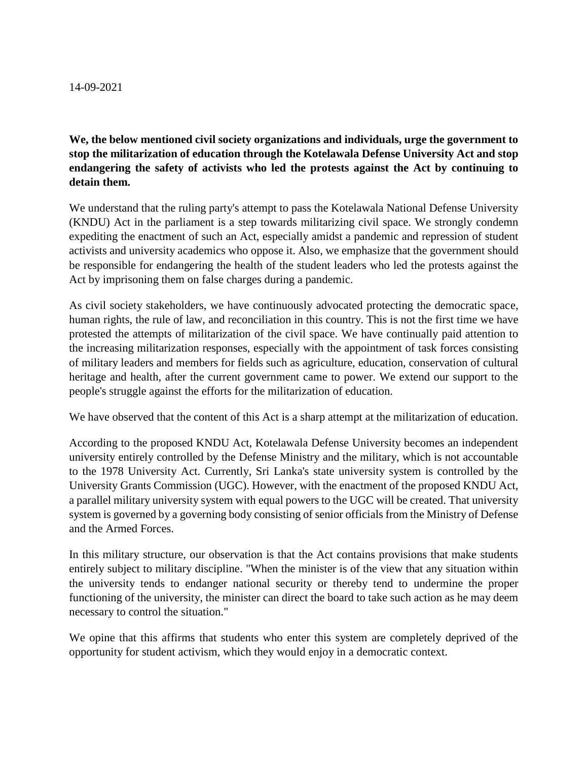14-09-2021

**We, the below mentioned civil society organizations and individuals, urge the government to stop the militarization of education through the Kotelawala Defense University Act and stop endangering the safety of activists who led the protests against the Act by continuing to detain them.**

We understand that the ruling party's attempt to pass the Kotelawala National Defense University (KNDU) Act in the parliament is a step towards militarizing civil space. We strongly condemn expediting the enactment of such an Act, especially amidst a pandemic and repression of student activists and university academics who oppose it. Also, we emphasize that the government should be responsible for endangering the health of the student leaders who led the protests against the Act by imprisoning them on false charges during a pandemic.

As civil society stakeholders, we have continuously advocated protecting the democratic space, human rights, the rule of law, and reconciliation in this country. This is not the first time we have protested the attempts of militarization of the civil space. We have continually paid attention to the increasing militarization responses, especially with the appointment of task forces consisting of military leaders and members for fields such as agriculture, education, conservation of cultural heritage and health, after the current government came to power. We extend our support to the people's struggle against the efforts for the militarization of education.

We have observed that the content of this Act is a sharp attempt at the militarization of education.

According to the proposed KNDU Act, Kotelawala Defense University becomes an independent university entirely controlled by the Defense Ministry and the military, which is not accountable to the 1978 University Act. Currently, Sri Lanka's state university system is controlled by the University Grants Commission (UGC). However, with the enactment of the proposed KNDU Act, a parallel military university system with equal powers to the UGC will be created. That university system is governed by a governing body consisting of senior officials from the Ministry of Defense and the Armed Forces.

In this military structure, our observation is that the Act contains provisions that make students entirely subject to military discipline. "When the minister is of the view that any situation within the university tends to endanger national security or thereby tend to undermine the proper functioning of the university, the minister can direct the board to take such action as he may deem necessary to control the situation."

We opine that this affirms that students who enter this system are completely deprived of the opportunity for student activism, which they would enjoy in a democratic context.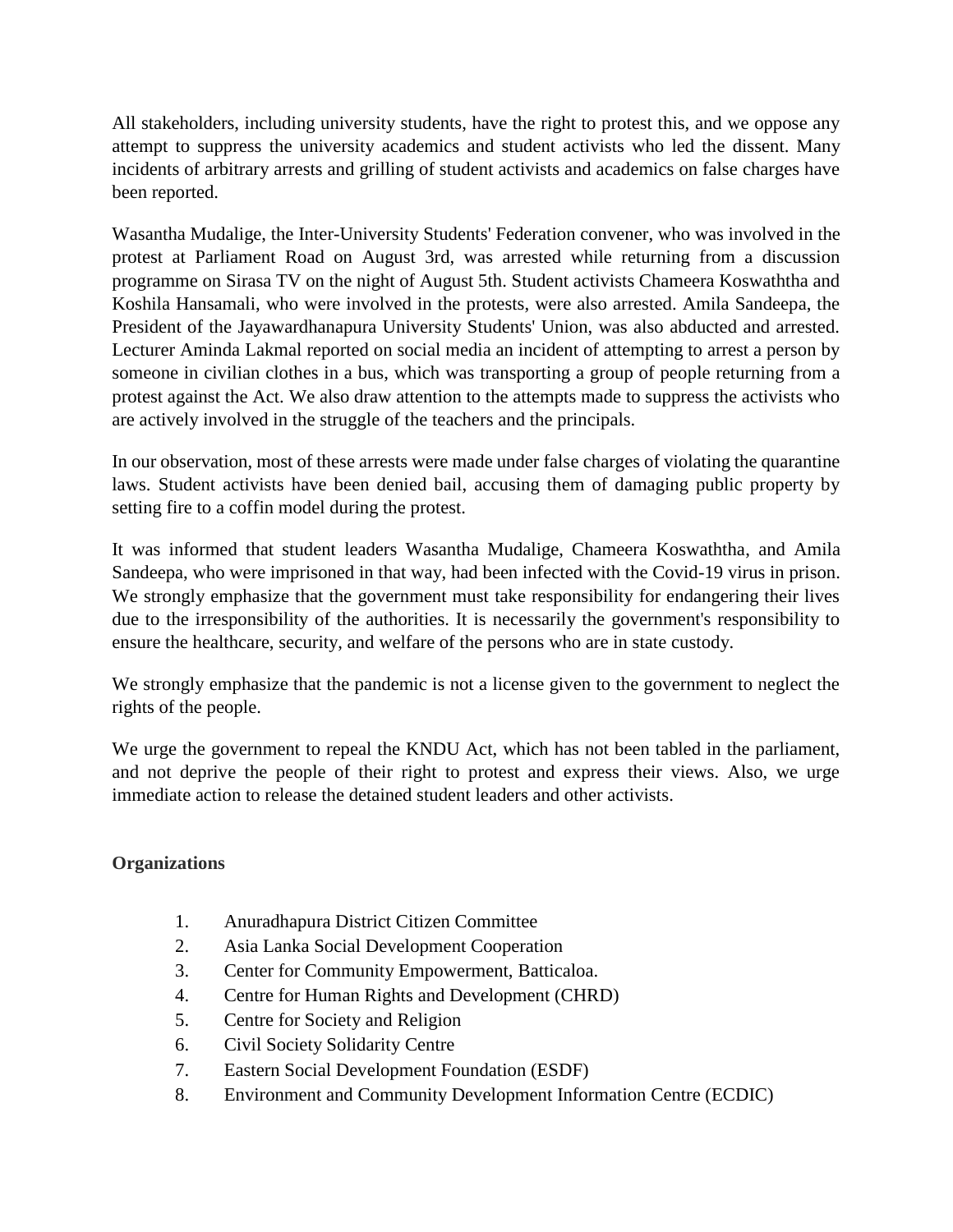All stakeholders, including university students, have the right to protest this, and we oppose any attempt to suppress the university academics and student activists who led the dissent. Many incidents of arbitrary arrests and grilling of student activists and academics on false charges have been reported.

Wasantha Mudalige, the Inter-University Students' Federation convener, who was involved in the protest at Parliament Road on August 3rd, was arrested while returning from a discussion programme on Sirasa TV on the night of August 5th. Student activists Chameera Koswaththa and Koshila Hansamali, who were involved in the protests, were also arrested. Amila Sandeepa, the President of the Jayawardhanapura University Students' Union, was also abducted and arrested. Lecturer Aminda Lakmal reported on social media an incident of attempting to arrest a person by someone in civilian clothes in a bus, which was transporting a group of people returning from a protest against the Act. We also draw attention to the attempts made to suppress the activists who are actively involved in the struggle of the teachers and the principals.

In our observation, most of these arrests were made under false charges of violating the quarantine laws. Student activists have been denied bail, accusing them of damaging public property by setting fire to a coffin model during the protest.

It was informed that student leaders Wasantha Mudalige, Chameera Koswaththa, and Amila Sandeepa, who were imprisoned in that way, had been infected with the Covid-19 virus in prison. We strongly emphasize that the government must take responsibility for endangering their lives due to the irresponsibility of the authorities. It is necessarily the government's responsibility to ensure the healthcare, security, and welfare of the persons who are in state custody.

We strongly emphasize that the pandemic is not a license given to the government to neglect the rights of the people.

We urge the government to repeal the KNDU Act, which has not been tabled in the parliament, and not deprive the people of their right to protest and express their views. Also, we urge immediate action to release the detained student leaders and other activists.

**Organizations**

1. Anuradhapura District Citizen Committee
2. Asia Lanka Social Development Cooperation
3. Center for Community Empowerment, Batticaloa.
4. Centre for Human Rights and Development (CHRD)
5. Centre for Society and Religion
6. Civil Society Solidarity Centre
7. Eastern Social Development Foundation (ESDF)
8. Environment and Community Development Information Centre (ECDIC)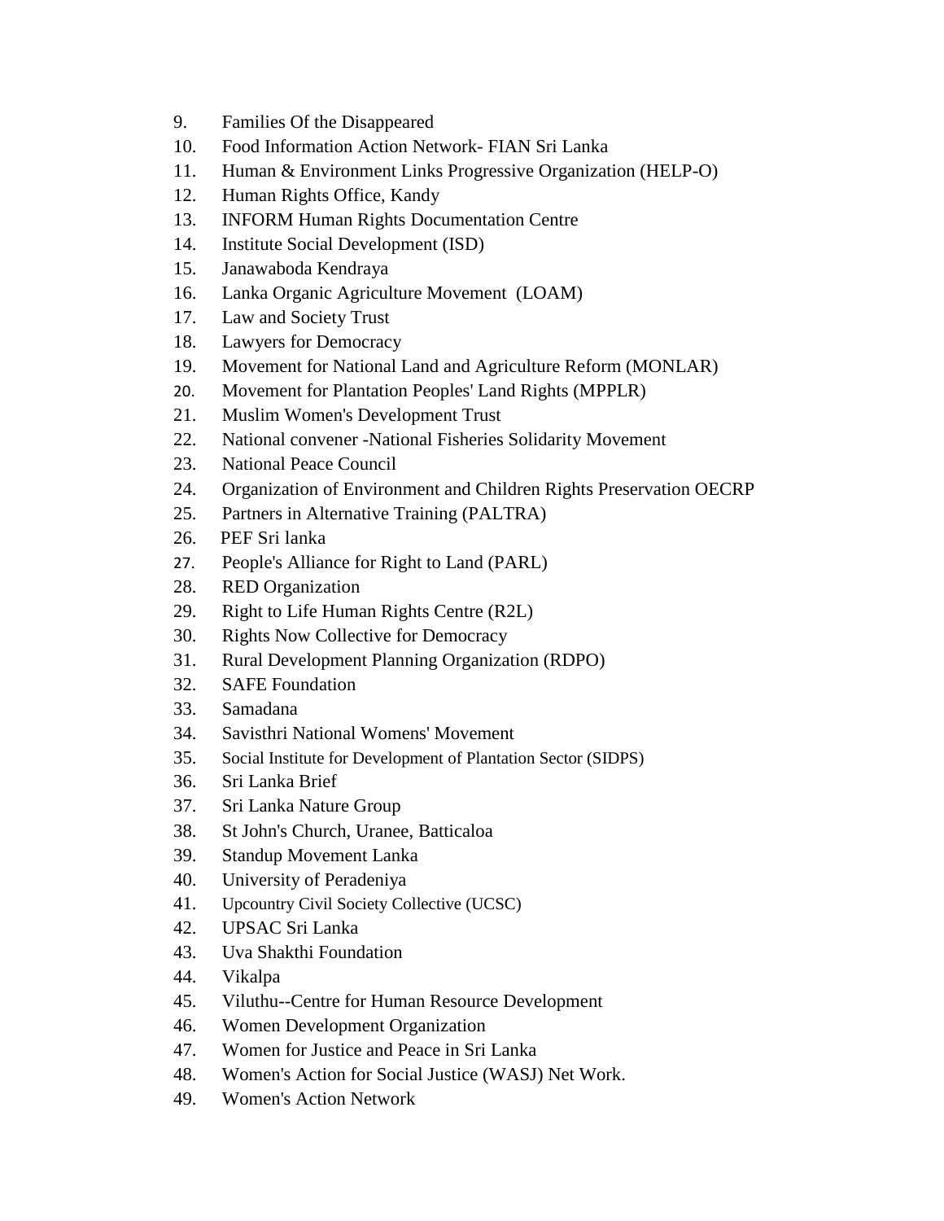9. Families Of the Disappeared
10. Food Information Action Network- FIAN Sri Lanka
11. Human & Environment Links Progressive Organization (HELP-O)
12. Human Rights Office, Kandy
13. INFORM Human Rights Documentation Centre
14. Institute Social Development (ISD)
15. Janawaboda Kendraya
16. Lanka Organic Agriculture Movement (LOAM)
17. Law and Society Trust
18. Lawyers for Democracy
19. Movement for National Land and Agriculture Reform (MONLAR)
20. Movement for Plantation Peoples' Land Rights (MPPLR)
21. Muslim Women's Development Trust
22. National convener -National Fisheries Solidarity Movement
23. National Peace Council
24. Organization of Environment and Children Rights Preservation OECRP
25. Partners in Alternative Training (PALTRA)
26. PEF Sri lanka
27. People's Alliance for Right to Land (PARL)
28. RED Organization
29. Right to Life Human Rights Centre (R2L)
30. Rights Now Collective for Democracy
31. Rural Development Planning Organization (RDPO)
32. SAFE Foundation
33. Samadana
34. Savisthri National Womens' Movement
35. Social Institute for Development of Plantation Sector (SIDPS)
36. Sri Lanka Brief
37. Sri Lanka Nature Group
38. St John's Church, Uranee, Batticaloa
39. Standup Movement Lanka
40. University of Peradeniya
41. Upcountry Civil Society Collective (UCSC)
42. UPSAC Sri Lanka
43. Uva Shakthi Foundation
44. Vikalpa
45. Viluthu--Centre for Human Resource Development
46. Women Development Organization
47. Women for Justice and Peace in Sri Lanka
48. Women's Action for Social Justice (WASJ) Net Work.
49. Women's Action Network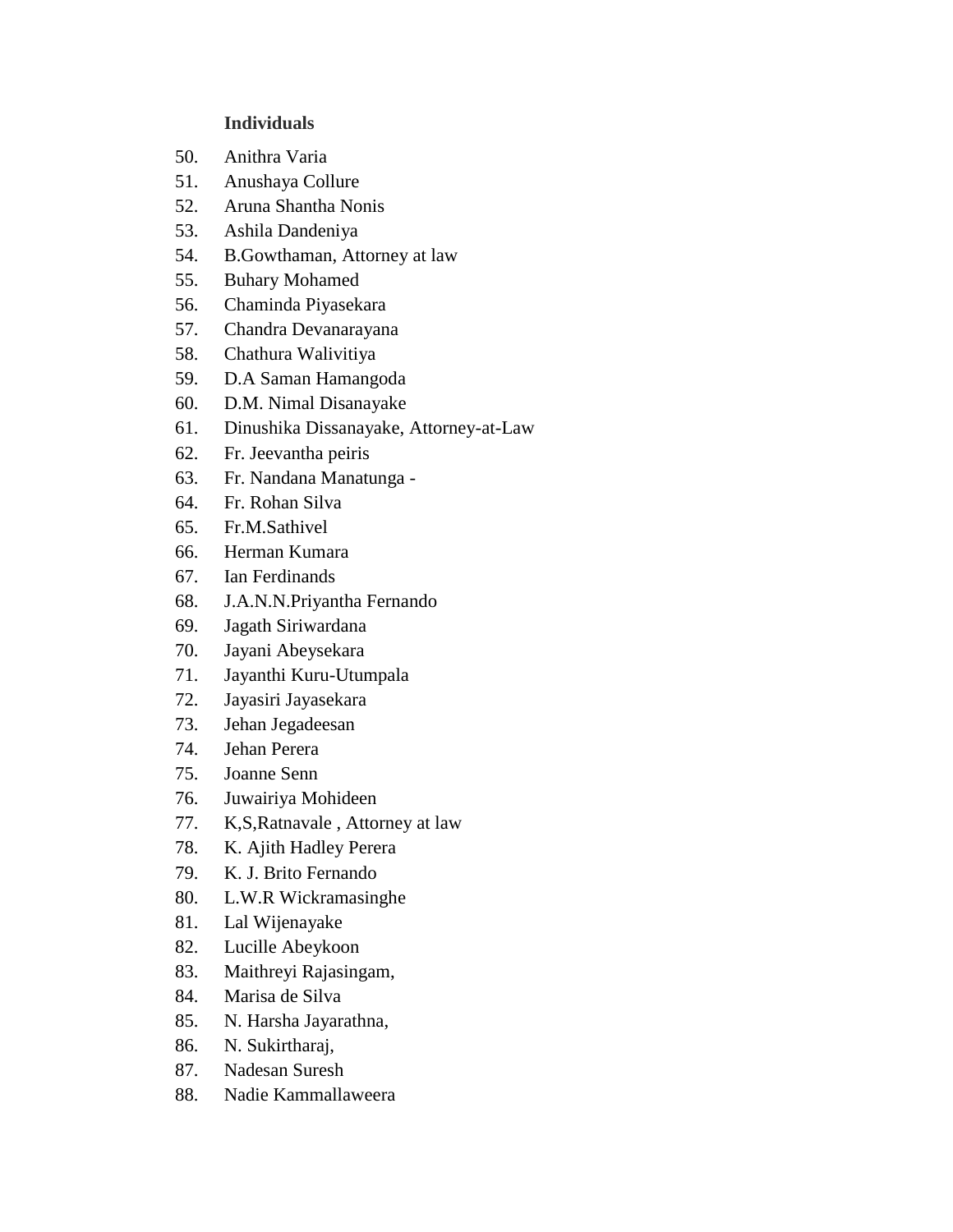**Individuals**

50. Anithra Varia
51. Anushaya Collure
52. Aruna Shantha Nonis
53. Ashila Dandeniya
54. B.Gowthaman, Attorney at law
55. Buhary Mohamed
56. Chaminda Piyasekara
57. Chandra Devanarayana
58. Chathura Walivitiya
59. D.A Saman Hamangoda
60. D.M. Nimal Disanayake
61. Dinushika Dissanayake, Attorney-at-Law
62. Fr. Jeevantha peiris
63. Fr. Nandana Manatunga -
64. Fr. Rohan Silva
65. Fr.M.Sathivel
66. Herman Kumara
67. Ian Ferdinands
68. J.A.N.N.Priyantha Fernando
69. Jagath Siriwardana
70. Jayani Abeysekara
71. Jayanthi Kuru-Utumpala
72. Jayasiri Jayasekara
73. Jehan Jegadeesan
74. Jehan Perera
75. Joanne Senn
76. Juwairiya Mohideen
77. K,S,Ratnavale , Attorney at law
78. K. Ajith Hadley Perera
79. K. J. Brito Fernando
80. L.W.R Wickramasinghe
81. Lal Wijenayake
82. Lucille Abeykoon
83. Maithreyi Rajasingam,
84. Marisa de Silva
85. N. Harsha Jayarathna,
86. N. Sukirtharaj,
87. Nadesan Suresh
88. Nadie Kammallaweera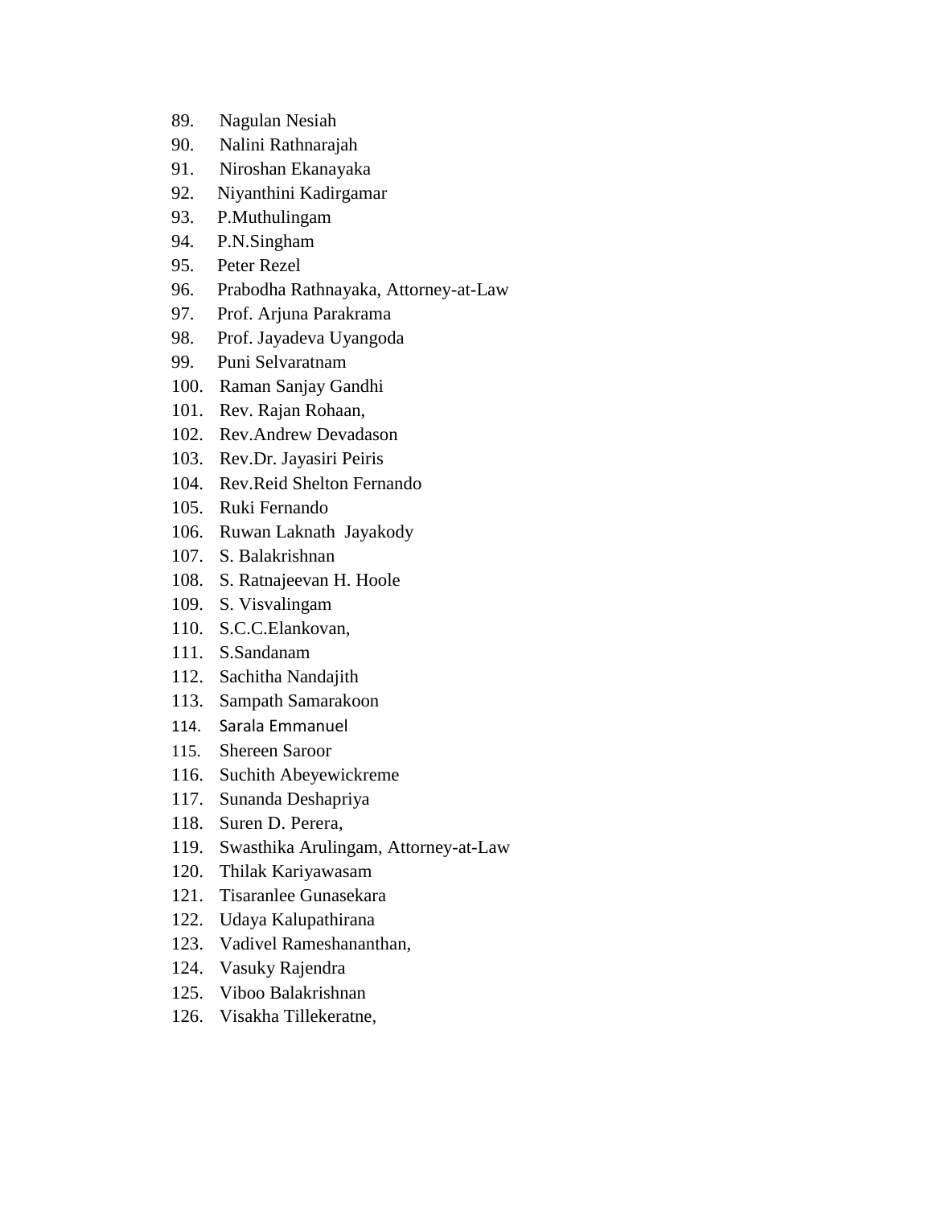89. Nagulan Nesiah
90. Nalini Rathnarajah
91. Niroshan Ekanayaka
92. Niyanthini Kadirgamar
93. P.Muthulingam
94. P.N.Singham
95. Peter Rezel
96. Prabodha Rathnayaka, Attorney-at-Law
97. Prof. Arjuna Parakrama
98. Prof. Jayadeva Uyangoda
99. Puni Selvaratnam
100. Raman Sanjay Gandhi
101. Rev. Rajan Rohaan,
102. Rev.Andrew Devadason
103. Rev.Dr. Jayasiri Peiris
104. Rev.Reid Shelton Fernando
105. Ruki Fernando
106. Ruwan Laknath Jayakody
107. S. Balakrishnan
108. S. Ratnajeevan H. Hoole
109. S. Visvalingam
110. S.C.C.Elankovan,
111. S.Sandanam
112. Sachitha Nandajith
113. Sampath Samarakoon
114. Sarala Emmanuel
115. Shereen Saroor
116. Suchith Abeyewickreme
117. Sunanda Deshapriya
118. Suren D. Perera,
119. Swasthika Arulingam, Attorney-at-Law
120. Thilak Kariyawasam
121. Tisaranlee Gunasekara
122. Udaya Kalupathirana
123. Vadivel Rameshananthan,
124. Vasuky Rajendra
125. Viboo Balakrishnan
126. Visakha Tillekeratne,